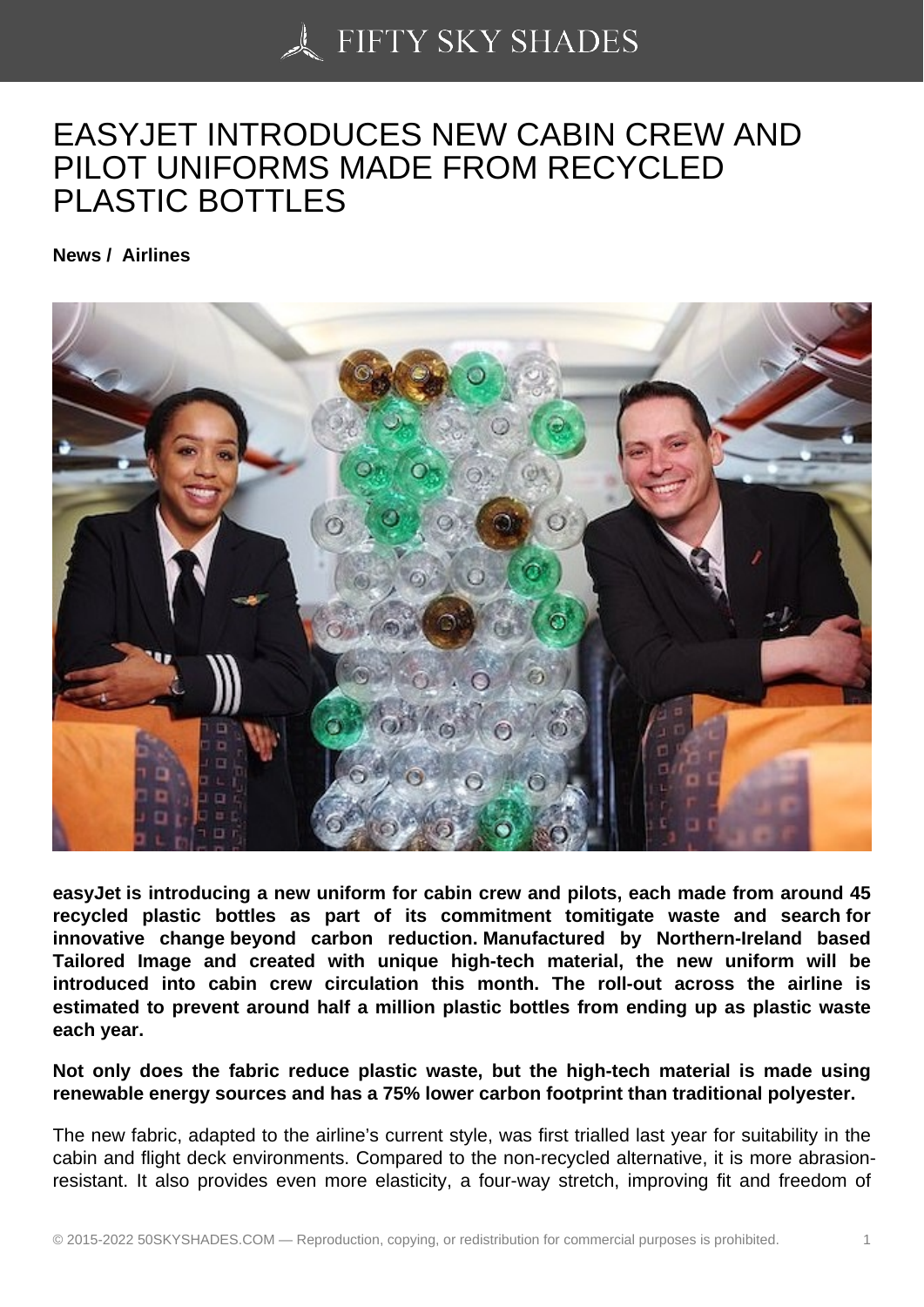# EASYJET INTRODUCES NEW CABIN CREW AND PILOT UNIFORMS MADE FROM RECYCLED PLASTIC BOTTLES

**News / Airlines**

**easyJet is introducing a new uniform for cabin crew and pilots, each made from around 45 recycled plastic bottles as part of its commitment tomitigate waste and search for innovative change beyond carbon reduction. Manufactured by Northern-Ireland based Tailored Image and created with unique high-tech material, the new uniform will be introduced into cabin crew circulation this month. The roll-out across the airline is estimated to prevent around half a million plastic bottles from ending up as plastic waste each year.**

**Not only does the fabric reduce plastic waste, but the high-tech material is made using renewable energy sources and has a 75% lower carbon footprint than traditional polyester.**

The new fabric, adapted to the airline's current style, was first trialled last year for suitability in the cabin and flight deck environments. Compared to the non-recycled alternative, it is more abrasion-resistant. It also provides even more elasticity, a four-way stretch, improving fit and freedom of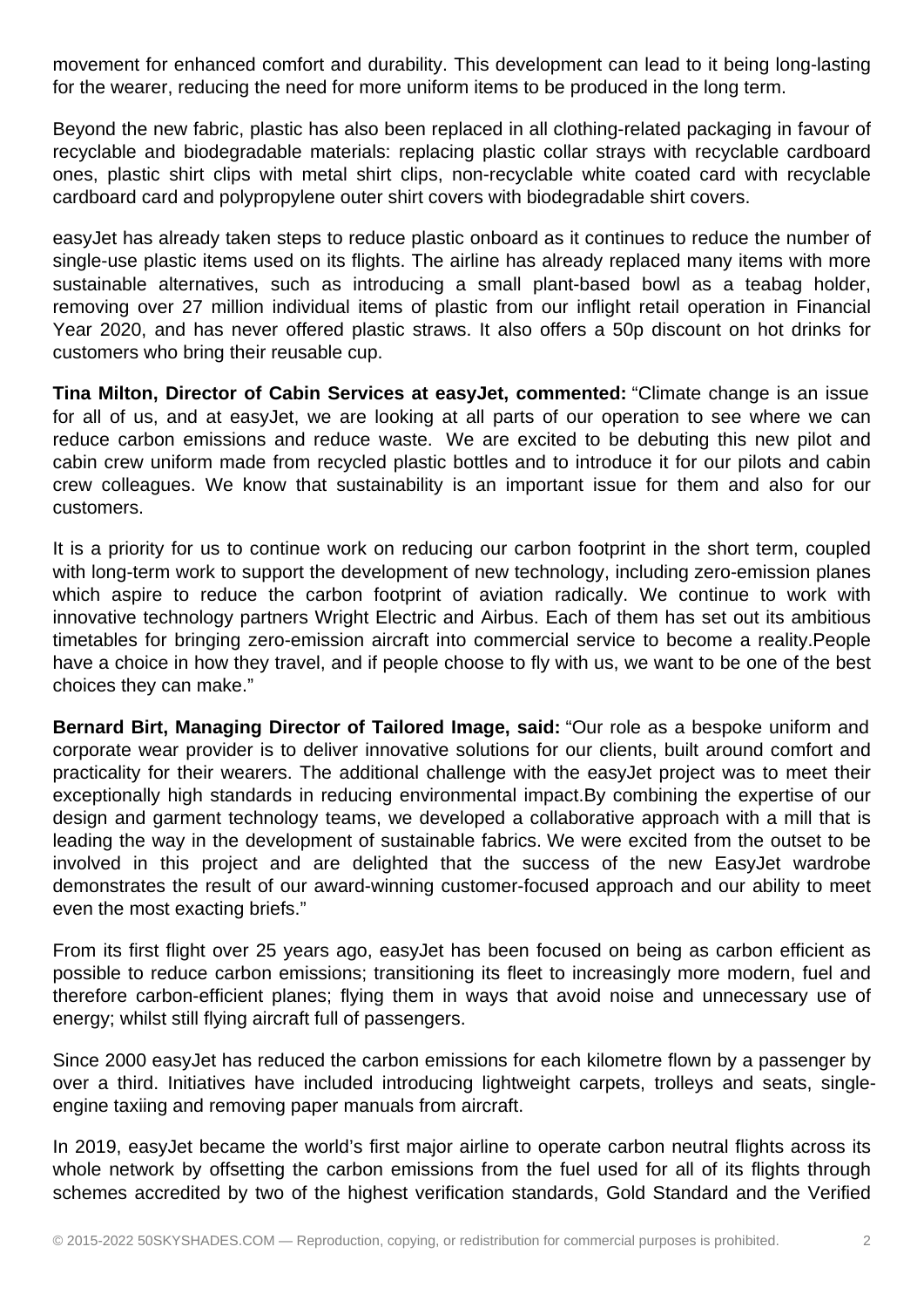movement for enhanced comfort and durability. This development can lead to it being long-lasting for the wearer, reducing the need for more uniform items to be produced in the long term.

Beyond the new fabric, plastic has also been replaced in all clothing-related packaging in favour of recyclable and biodegradable materials: replacing plastic collar strays with recyclable cardboard ones, plastic shirt clips with metal shirt clips, non-recyclable white coated card with recyclable cardboard card and polypropylene outer shirt covers with biodegradable shirt covers.

easyJet has already taken steps to reduce plastic onboard as it continues to reduce the number of single-use plastic items used on its flights. The airline has already replaced many items with more sustainable alternatives, such as introducing a small plant-based bowl as a teabag holder, removing over 27 million individual items of plastic from our inflight retail operation in Financial Year 2020, and has never offered plastic straws. It also offers a 50p discount on hot drinks for customers who bring their reusable cup.

**Tina Milton, Director of Cabin Services at easyJet, commented:** "Climate change is an issue for all of us, and at easyJet, we are looking at all parts of our operation to see where we can reduce carbon emissions and reduce waste. We are excited to be debuting this new pilot and cabin crew uniform made from recycled plastic bottles and to introduce it for our pilots and cabin crew colleagues. We know that sustainability is an important issue for them and also for our customers.

It is a priority for us to continue work on reducing our carbon footprint in the short term, coupled with long-term work to support the development of new technology, including zero-emission planes which aspire to reduce the carbon footprint of aviation radically. We continue to work with innovative technology partners Wright Electric and Airbus. Each of them has set out its ambitious timetables for bringing zero-emission aircraft into commercial service to become a reality.People have a choice in how they travel, and if people choose to fly with us, we want to be one of the best choices they can make."

**Bernard Birt, Managing Director of Tailored Image, said:** "Our role as a bespoke uniform and corporate wear provider is to deliver innovative solutions for our clients, built around comfort and practicality for their wearers. The additional challenge with the easyJet project was to meet their exceptionally high standards in reducing environmental impact.By combining the expertise of our design and garment technology teams, we developed a collaborative approach with a mill that is leading the way in the development of sustainable fabrics. We were excited from the outset to be involved in this project and are delighted that the success of the new EasyJet wardrobe demonstrates the result of our award-winning customer-focused approach and our ability to meet even the most exacting briefs."

From its first flight over 25 years ago, easyJet has been focused on being as carbon efficient as possible to reduce carbon emissions; transitioning its fleet to increasingly more modern, fuel and therefore carbon-efficient planes; flying them in ways that avoid noise and unnecessary use of energy; whilst still flying aircraft full of passengers.

Since 2000 easyJet has reduced the carbon emissions for each kilometre flown by a passenger by over a third. Initiatives have included introducing lightweight carpets, trolleys and seats, single-engine taxiing and removing paper manuals from aircraft.

In 2019, easyJet became the world's first major airline to operate carbon neutral flights across its whole network by offsetting the carbon emissions from the fuel used for all of its flights through schemes accredited by two of the highest verification standards, Gold Standard and the Verified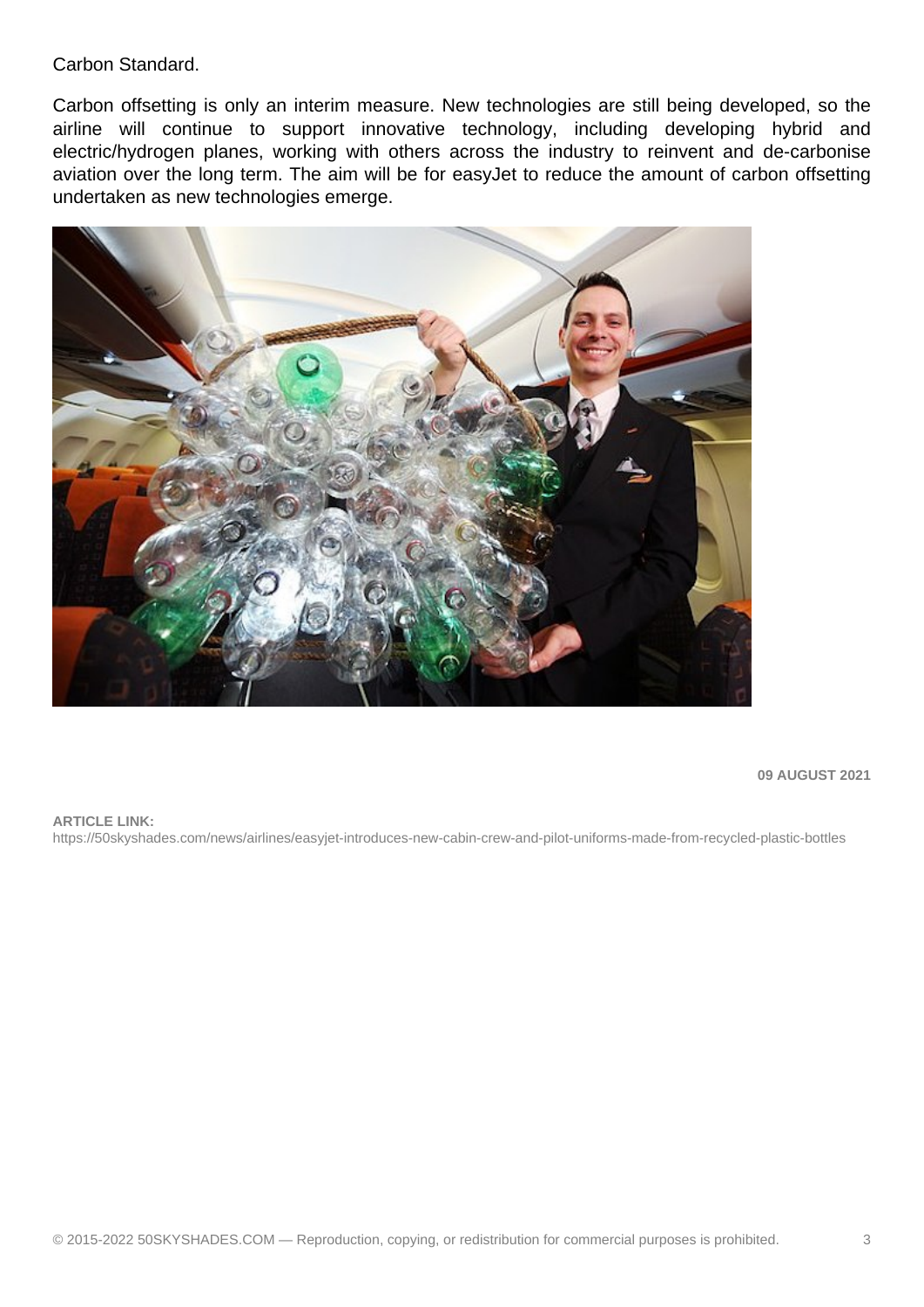Carbon Standard.

Carbon offsetting is only an interim measure. New technologies are still being developed, so the airline will continue to support innovative technology, including developing hybrid and electric/hydrogen planes, working with others across the industry to reinvent and de-carbonise aviation over the long term. The aim will be for easyJet to reduce the amount of carbon offsetting undertaken as new technologies emerge.

**09 AUGUST 2021**

**ARTICLE LINK:**
https://50skyshades.com/news/airlines/easyjet-introduces-new-cabin-crew-and-pilot-uniforms-made-from-recycled-plastic-bottles